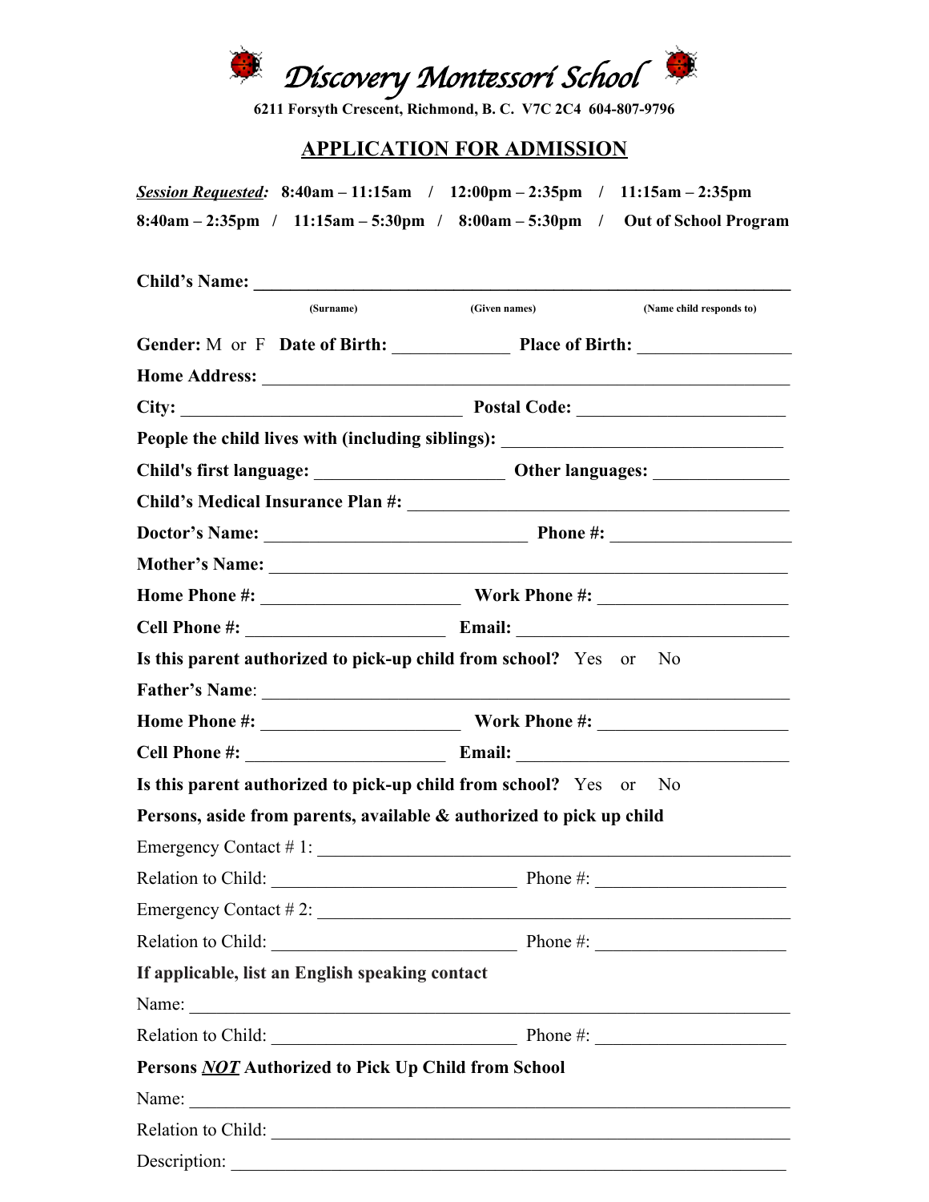# Discovery Montessori School

**6211 Forsyth Crescent, Richmond, B. C. V7C 2C4 604-807-9796**

## APPLICATION FOR ADMISSION

***Session Requested:*** **8:40am – 11:15am / 12:00pm – 2:35pm / 11:15am – 2:35pm**
**8:40am – 2:35pm / 11:15am – 5:30pm / 8:00am – 5:30pm / Out of School Program**

**Child's Name:** ________________________________________________
(Surname) (Given names) (Name child responds to)

**Gender:** M or F **Date of Birth:** ____________ **Place of Birth:** _______________

**Home Address:** ________________________________________________

**City:** ____________________________ **Postal Code:** ____________________

**People the child lives with (including siblings):** __________________________

**Child's first language:** __________________ **Other languages:** _____________

**Child's Medical Insurance Plan #:** ______________________________________

**Doctor's Name:** ___________________________ **Phone #:** _________________

**Mother's Name:** ________________________________________________

**Home Phone #:** ____________________ **Work Phone #:** __________________

**Cell Phone #:** ____________________ **Email:** _________________________

**Is this parent authorized to pick-up child from school?** Yes or No

**Father's Name**: ________________________________________________

**Home Phone #:** ____________________ **Work Phone #:** __________________

**Cell Phone #:** ____________________ **Email:** _________________________

**Is this parent authorized to pick-up child from school?** Yes or No

**Persons, aside from parents, available & authorized to pick up child**

Emergency Contact # 1: __________________________________________

Relation to Child: ________________________ Phone #: __________________

Emergency Contact # 2: __________________________________________

Relation to Child: ________________________ Phone #: __________________

**If applicable, list an English speaking contact**

Name: ________________________________________________________

Relation to Child: ________________________ Phone #: __________________

**Persons *NOT* Authorized to Pick Up Child from School**

Name: ________________________________________________________

Relation to Child: ________________________________________________

Description: ___________________________________________________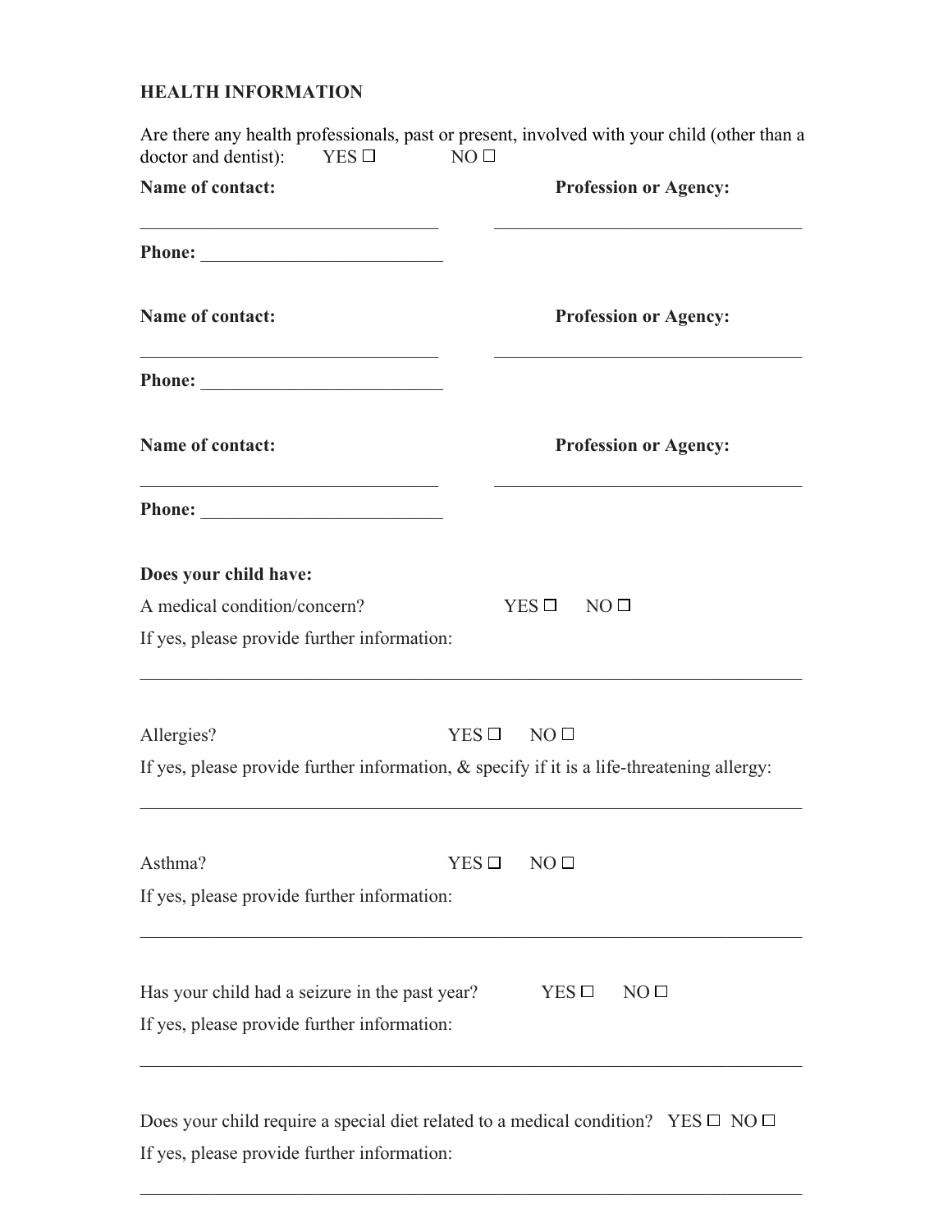## HEALTH INFORMATION

Are there any health professionals, past or present, involved with your child (other than a doctor and dentist): YES ☐ NO ☐

**Name of contact:** ________________________________ **Profession or Agency:** ________________________________

**Phone:** __________________________

**Name of contact:** ________________________________ **Profession or Agency:** ________________________________

**Phone:** __________________________

**Name of contact:** ________________________________ **Profession or Agency:** ________________________________

**Phone:** __________________________

**Does your child have:**

A medical condition/concern? YES ☐ NO ☐

If yes, please provide further information:

______________________________________________________________________

Allergies? YES ☐ NO ☐

If yes, please provide further information, & specify if it is a life-threatening allergy:

______________________________________________________________________

Asthma? YES ☐ NO ☐

If yes, please provide further information:

______________________________________________________________________

Has your child had a seizure in the past year? YES ☐ NO ☐

If yes, please provide further information:

______________________________________________________________________

Does your child require a special diet related to a medical condition? YES ☐ NO ☐

If yes, please provide further information:

______________________________________________________________________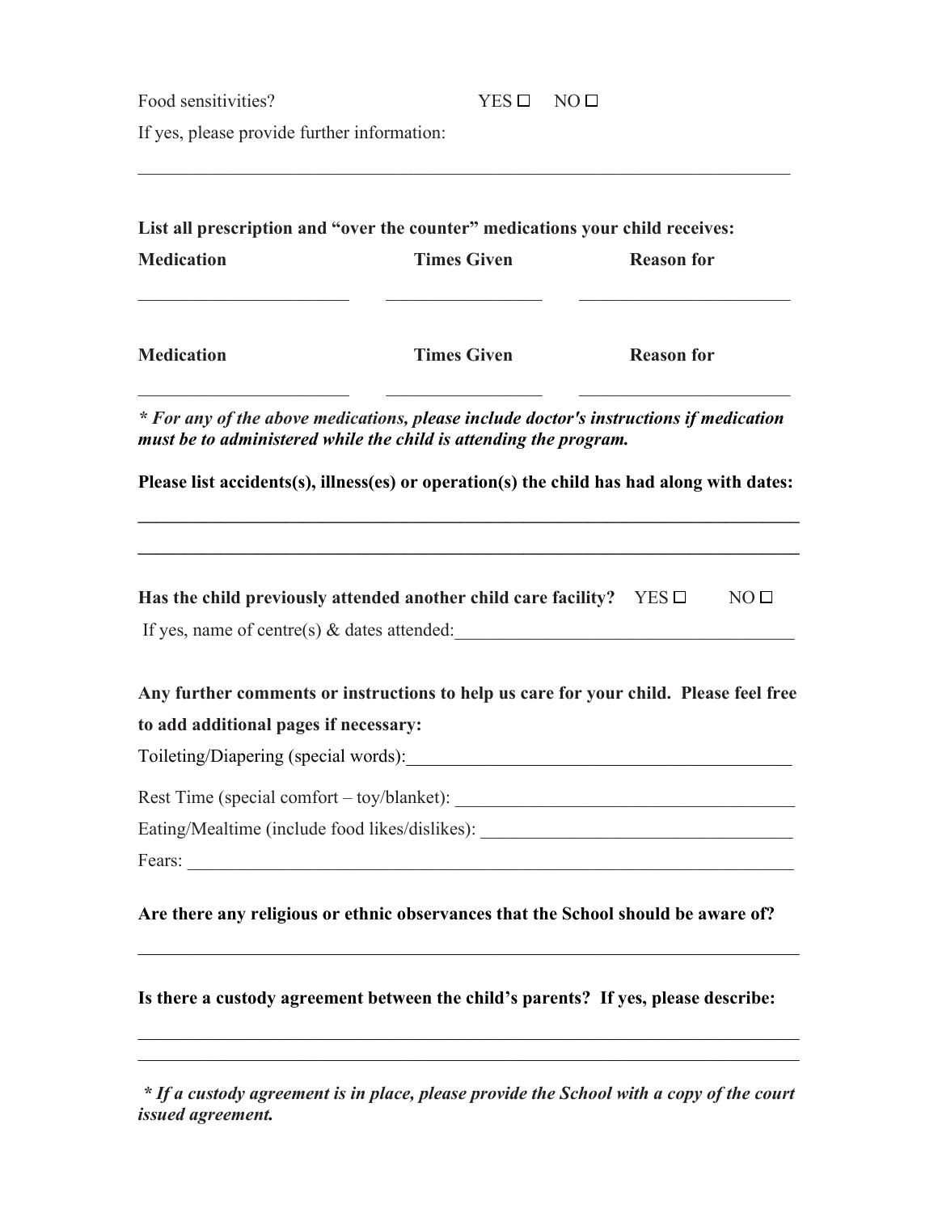Food sensitivities? YES ☐ NO ☐

If yes, please provide further information:

_____________________________________________________________________________

**List all prescription and "over the counter" medications your child receives:**

| Medication | Times Given | Reason for |
|---|---|---|
| _______________________ | _________________ | _______________________ |

| Medication | Times Given | Reason for |
|---|---|---|
| _______________________ | _________________ | _______________________ |

***\* For any of the above medications, please include doctor's instructions if medication must be to administered while the child is attending the program.***

**Please list accidents(s), illness(es) or operation(s) the child has had along with dates:**

_____________________________________________________________________________

_____________________________________________________________________________

**Has the child previously attended another child care facility?** YES ☐ NO ☐

If yes, name of centre(s) & dates attended:_____________________________________

**Any further comments or instructions to help us care for your child. Please feel free to add additional pages if necessary:**

Toileting/Diapering (special words):___________________________________________

Rest Time (special comfort – toy/blanket): ______________________________________

Eating/Mealtime (include food likes/dislikes): ___________________________________

Fears: ___________________________________________________________________

**Are there any religious or ethnic observances that the School should be aware of?**

_____________________________________________________________________________

**Is there a custody agreement between the child's parents? If yes, please describe:**

_____________________________________________________________________________

_____________________________________________________________________________

***\* If a custody agreement is in place, please provide the School with a copy of the court issued agreement.***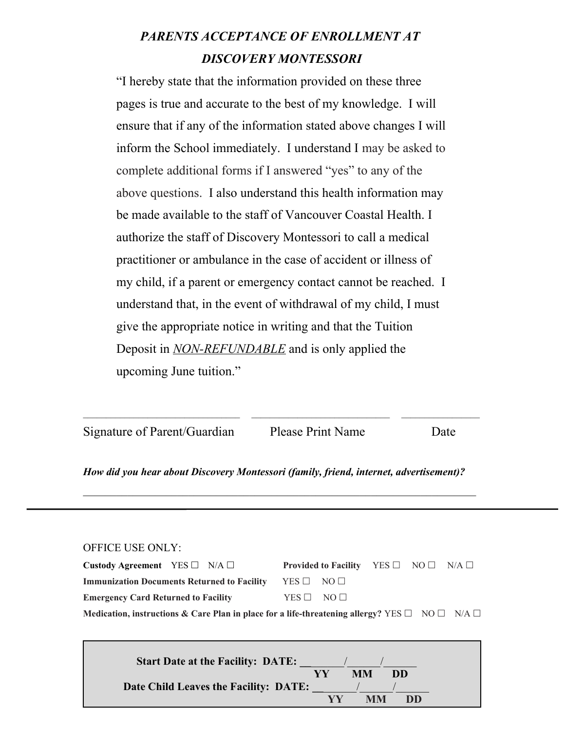## *PARENTS ACCEPTANCE OF ENROLLMENT AT DISCOVERY MONTESSORI*

"I hereby state that the information provided on these three pages is true and accurate to the best of my knowledge. I will ensure that if any of the information stated above changes I will inform the School immediately. I understand I may be asked to complete additional forms if I answered "yes" to any of the above questions. I also understand this health information may be made available to the staff of Vancouver Coastal Health. I authorize the staff of Discovery Montessori to call a medical practitioner or ambulance in the case of accident or illness of my child, if a parent or emergency contact cannot be reached. I understand that, in the event of withdrawal of my child, I must give the appropriate notice in writing and that the Tuition Deposit in *NON-REFUNDABLE* and is only applied the upcoming June tuition."

___________________________ &nbsp;&nbsp; ________________________ &nbsp;&nbsp; _____________

Signature of Parent/Guardian &nbsp;&nbsp;&nbsp;&nbsp; Please Print Name &nbsp;&nbsp;&nbsp;&nbsp; Date

***How did you hear about Discovery Montessori (family, friend, internet, advertisement)?***

______________________________________________________________________

---

OFFICE USE ONLY:

**Custody Agreement** YES ☐ N/A ☐ &nbsp;&nbsp;&nbsp;&nbsp; **Provided to Facility** YES ☐ NO ☐ N/A ☐

**Immunization Documents Returned to Facility** YES ☐ NO ☐

**Emergency Card Returned to Facility** YES ☐ NO ☐

**Medication, instructions & Care Plan in place for a life-threatening allergy?** YES ☐ NO ☐ N/A ☐

**Start Date at the Facility: DATE: __________/______/______**
**YY MM DD**

**Date Child Leaves the Facility: DATE: __________/______/______**
**YY MM DD**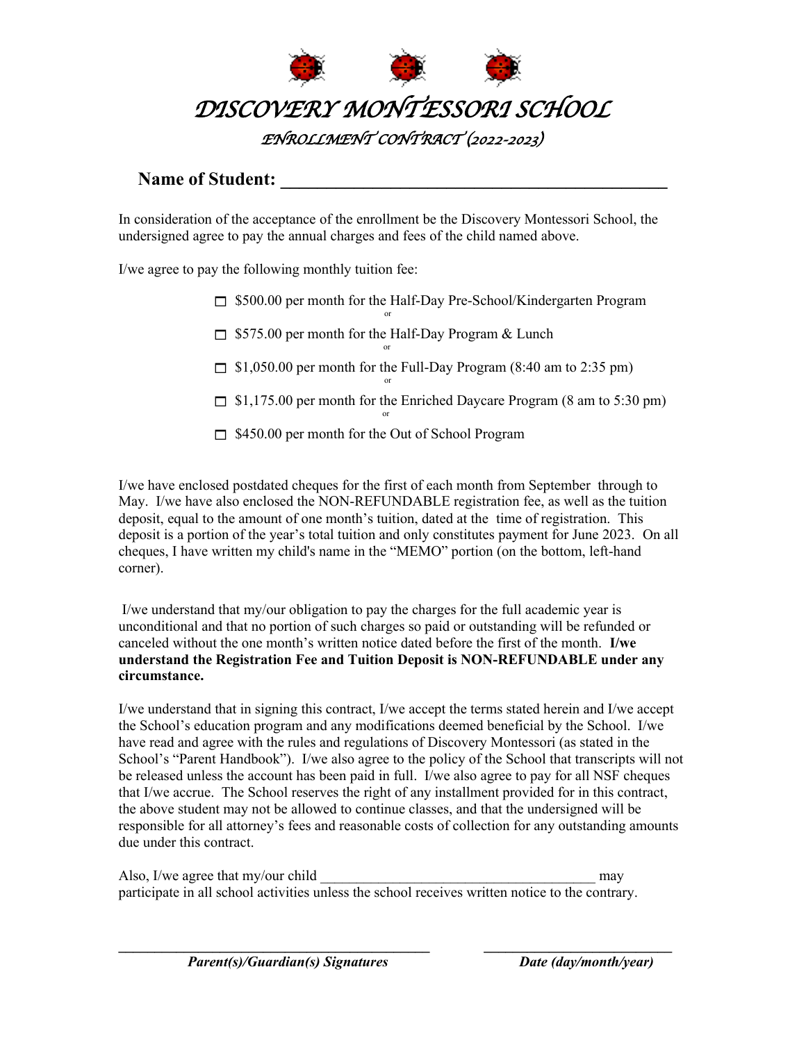# *DISCOVERY MONTESSORI SCHOOL*

## *ENROLLMENT CONTRACT (2022-2023)*

**Name of Student: \_\_\_\_\_\_\_\_\_\_\_\_\_\_\_\_\_\_\_\_\_\_\_\_\_\_\_\_\_\_\_\_\_\_\_\_\_\_\_\_\_\_\_\_**

In consideration of the acceptance of the enrollment be the Discovery Montessori School, the undersigned agree to pay the annual charges and fees of the child named above.

I/we agree to pay the following monthly tuition fee:

☐ $500.00 per month for the Half-Day Pre-School/Kindergarten Program

or

☐ $575.00 per month for the Half-Day Program & Lunch

or

☐ $1,050.00 per month for the Full-Day Program (8:40 am to 2:35 pm)

or

☐ $1,175.00 per month for the Enriched Daycare Program (8 am to 5:30 pm)

or

☐ $450.00 per month for the Out of School Program

I/we have enclosed postdated cheques for the first of each month from September through to May. I/we have also enclosed the NON-REFUNDABLE registration fee, as well as the tuition deposit, equal to the amount of one month's tuition, dated at the time of registration. This deposit is a portion of the year's total tuition and only constitutes payment for June 2023. On all cheques, I have written my child's name in the "MEMO" portion (on the bottom, left-hand corner).

I/we understand that my/our obligation to pay the charges for the full academic year is unconditional and that no portion of such charges so paid or outstanding will be refunded or canceled without the one month's written notice dated before the first of the month. **I/we understand the Registration Fee and Tuition Deposit is NON-REFUNDABLE under any circumstance.**

I/we understand that in signing this contract, I/we accept the terms stated herein and I/we accept the School's education program and any modifications deemed beneficial by the School. I/we have read and agree with the rules and regulations of Discovery Montessori (as stated in the School's "Parent Handbook"). I/we also agree to the policy of the School that transcripts will not be released unless the account has been paid in full. I/we also agree to pay for all NSF cheques that I/we accrue. The School reserves the right of any installment provided for in this contract, the above student may not be allowed to continue classes, and that the undersigned will be responsible for all attorney's fees and reasonable costs of collection for any outstanding amounts due under this contract.

Also, I/we agree that my/our child \_\_\_\_\_\_\_\_\_\_\_\_\_\_\_\_\_\_\_\_\_\_\_\_\_\_\_\_\_\_\_\_\_\_\_\_\_\_ may participate in all school activities unless the school receives written notice to the contrary.

\_\_\_\_\_\_\_\_\_\_\_\_\_\_\_\_\_\_\_\_\_\_\_\_\_\_\_\_\_\_\_\_\_\_\_\_\_\_\_\_\_\_ \_\_\_\_\_\_\_\_\_\_\_\_\_\_\_\_\_\_\_\_\_\_\_\_\_\_

***Parent(s)/Guardian(s) Signatures*** ***Date (day/month/year)***